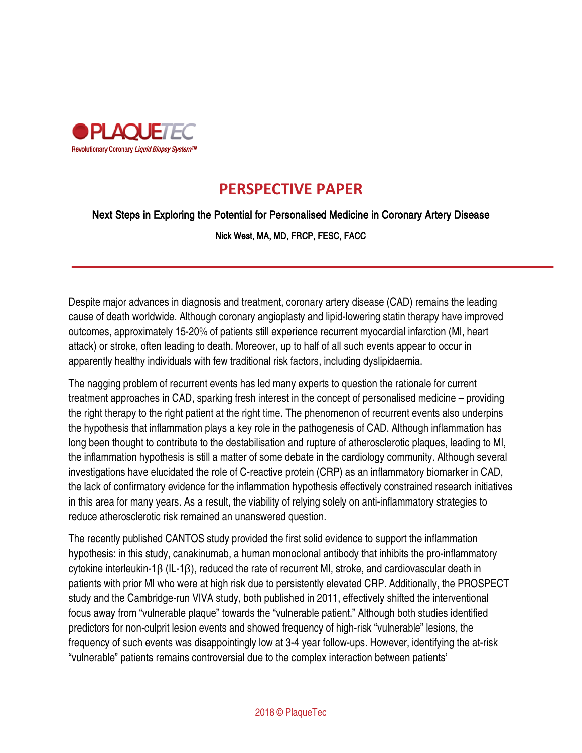PLAQUETEC
Revolutionary Coronary *Liquid Biopsy System™*

# PERSPECTIVE PAPER

## Next Steps in Exploring the Potential for Personalised Medicine in Coronary Artery Disease

**Nick West, MA, MD, FRCP, FESC, FACC**

---

Despite major advances in diagnosis and treatment, coronary artery disease (CAD) remains the leading cause of death worldwide. Although coronary angioplasty and lipid-lowering statin therapy have improved outcomes, approximately 15-20% of patients still experience recurrent myocardial infarction (MI, heart attack) or stroke, often leading to death. Moreover, up to half of all such events appear to occur in apparently healthy individuals with few traditional risk factors, including dyslipidaemia.

The nagging problem of recurrent events has led many experts to question the rationale for current treatment approaches in CAD, sparking fresh interest in the concept of personalised medicine – providing the right therapy to the right patient at the right time. The phenomenon of recurrent events also underpins the hypothesis that inflammation plays a key role in the pathogenesis of CAD. Although inflammation has long been thought to contribute to the destabilisation and rupture of atherosclerotic plaques, leading to MI, the inflammation hypothesis is still a matter of some debate in the cardiology community. Although several investigations have elucidated the role of C-reactive protein (CRP) as an inflammatory biomarker in CAD, the lack of confirmatory evidence for the inflammation hypothesis effectively constrained research initiatives in this area for many years. As a result, the viability of relying solely on anti-inflammatory strategies to reduce atherosclerotic risk remained an unanswered question.

The recently published CANTOS study provided the first solid evidence to support the inflammation hypothesis: in this study, canakinumab, a human monoclonal antibody that inhibits the pro-inflammatory cytokine interleukin-1β (IL-1β), reduced the rate of recurrent MI, stroke, and cardiovascular death in patients with prior MI who were at high risk due to persistently elevated CRP. Additionally, the PROSPECT study and the Cambridge-run VIVA study, both published in 2011, effectively shifted the interventional focus away from "vulnerable plaque" towards the "vulnerable patient." Although both studies identified predictors for non-culprit lesion events and showed frequency of high-risk "vulnerable" lesions, the frequency of such events was disappointingly low at 3-4 year follow-ups. However, identifying the at-risk "vulnerable" patients remains controversial due to the complex interaction between patients'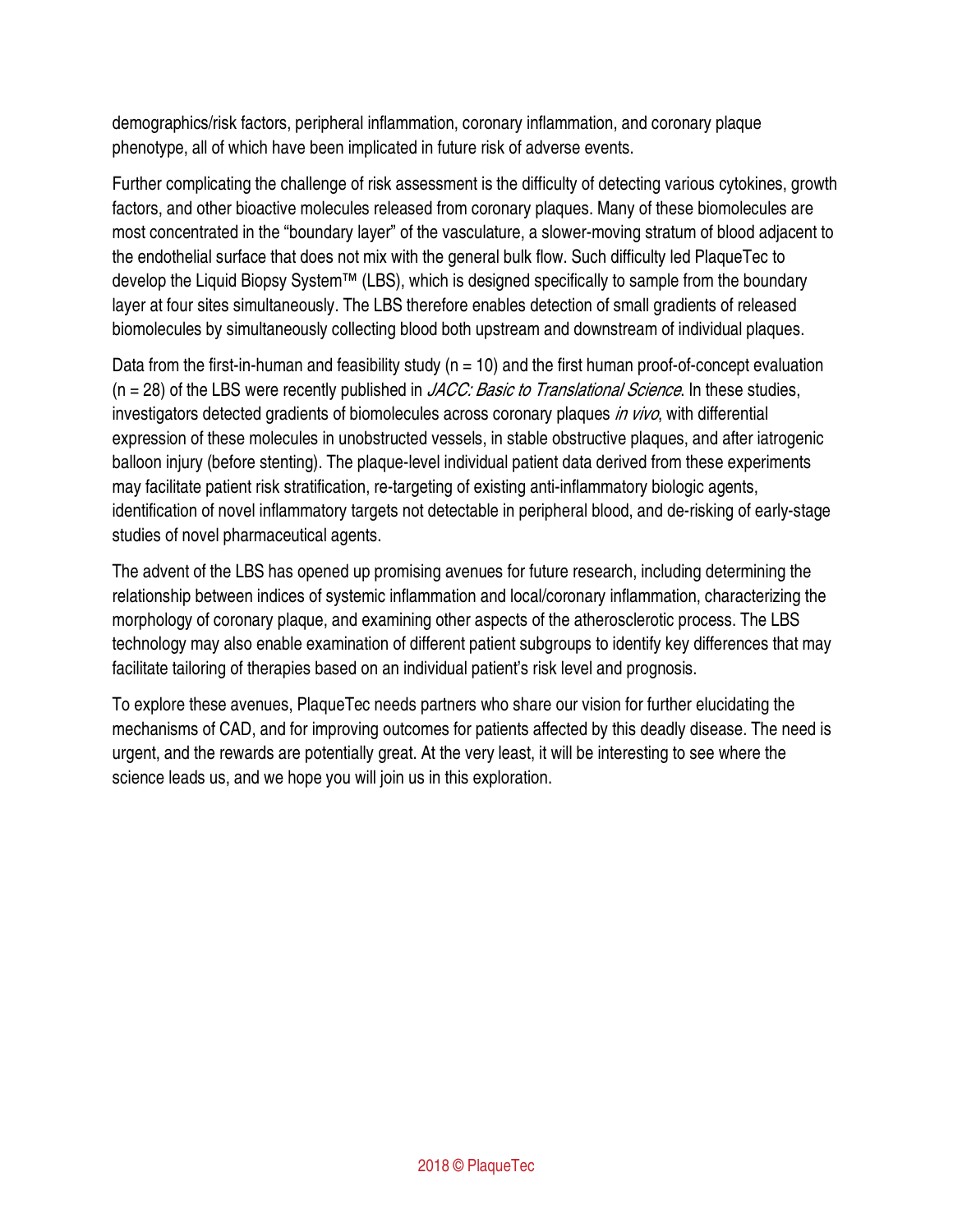demographics/risk factors, peripheral inflammation, coronary inflammation, and coronary plaque phenotype, all of which have been implicated in future risk of adverse events.

Further complicating the challenge of risk assessment is the difficulty of detecting various cytokines, growth factors, and other bioactive molecules released from coronary plaques. Many of these biomolecules are most concentrated in the "boundary layer" of the vasculature, a slower-moving stratum of blood adjacent to the endothelial surface that does not mix with the general bulk flow. Such difficulty led PlaqueTec to develop the Liquid Biopsy System™ (LBS), which is designed specifically to sample from the boundary layer at four sites simultaneously. The LBS therefore enables detection of small gradients of released biomolecules by simultaneously collecting blood both upstream and downstream of individual plaques.

Data from the first-in-human and feasibility study (n = 10) and the first human proof-of-concept evaluation (n = 28) of the LBS were recently published in *JACC: Basic to Translational Science*. In these studies, investigators detected gradients of biomolecules across coronary plaques *in vivo*, with differential expression of these molecules in unobstructed vessels, in stable obstructive plaques, and after iatrogenic balloon injury (before stenting). The plaque-level individual patient data derived from these experiments may facilitate patient risk stratification, re-targeting of existing anti-inflammatory biologic agents, identification of novel inflammatory targets not detectable in peripheral blood, and de-risking of early-stage studies of novel pharmaceutical agents.

The advent of the LBS has opened up promising avenues for future research, including determining the relationship between indices of systemic inflammation and local/coronary inflammation, characterizing the morphology of coronary plaque, and examining other aspects of the atherosclerotic process. The LBS technology may also enable examination of different patient subgroups to identify key differences that may facilitate tailoring of therapies based on an individual patient's risk level and prognosis.

To explore these avenues, PlaqueTec needs partners who share our vision for further elucidating the mechanisms of CAD, and for improving outcomes for patients affected by this deadly disease. The need is urgent, and the rewards are potentially great. At the very least, it will be interesting to see where the science leads us, and we hope you will join us in this exploration.